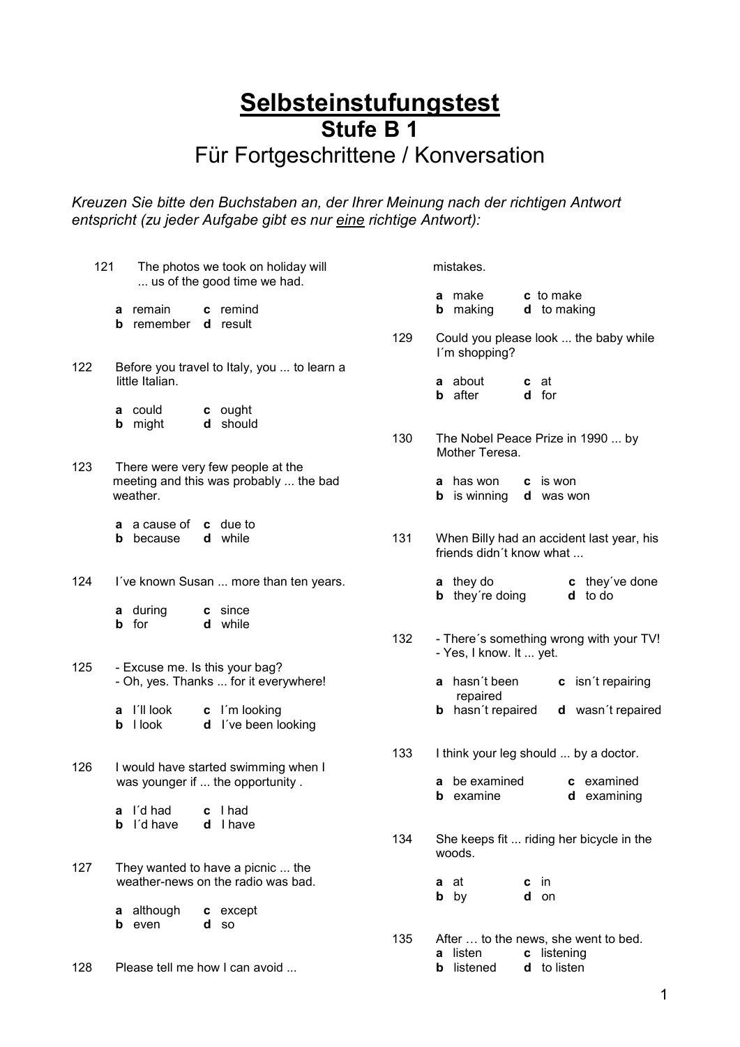# Selbsteinstufungstest

## Stufe B 1

### Für Fortgeschrittene / Konversation

*Kreuzen Sie bitte den Buchstaben an, der Ihrer Meinung nach der richtigen Antwort entspricht (zu jeder Aufgabe gibt es nur eine richtige Antwort):*

121 The photos we took on holiday will ... us of the good time we had.

**a** remain **c** remind
**b** remember **d** result

122 Before you travel to Italy, you ... to learn a little Italian.

**a** could **c** ought
**b** might **d** should

123 There were very few people at the meeting and this was probably ... the bad weather.

**a** a cause of **c** due to
**b** because **d** while

124 I´ve known Susan ... more than ten years.

**a** during **c** since
**b** for **d** while

125 - Excuse me. Is this your bag?
- Oh, yes. Thanks ... for it everywhere!

**a** I´ll look **c** I´m looking
**b** I look **d** I´ve been looking

126 I would have started swimming when I was younger if ... the opportunity .

**a** I´d had **c** I had
**b** I´d have **d** I have

127 They wanted to have a picnic ... the weather-news on the radio was bad.

**a** although **c** except
**b** even **d** so

128 Please tell me how I can avoid ... mistakes.

**a** make **c** to make
**b** making **d** to making

129 Could you please look ... the baby while I´m shopping?

**a** about **c** at
**b** after **d** for

130 The Nobel Peace Prize in 1990 ... by Mother Teresa.

**a** has won **c** is won
**b** is winning **d** was won

131 When Billy had an accident last year, his friends didn´t know what ...

**a** they do **c** they´ve done
**b** they´re doing **d** to do

132 - There´s something wrong with your TV!
- Yes, I know. It ... yet.

**a** hasn´t been repaired **c** isn´t repairing
**b** hasn´t repaired **d** wasn´t repaired

133 I think your leg should ... by a doctor.

**a** be examined **c** examined
**b** examine **d** examining

134 She keeps fit ... riding her bicycle in the woods.

**a** at **c** in
**b** by **d** on

135 After … to the news, she went to bed.

**a** listen **c** listening
**b** listened **d** to listen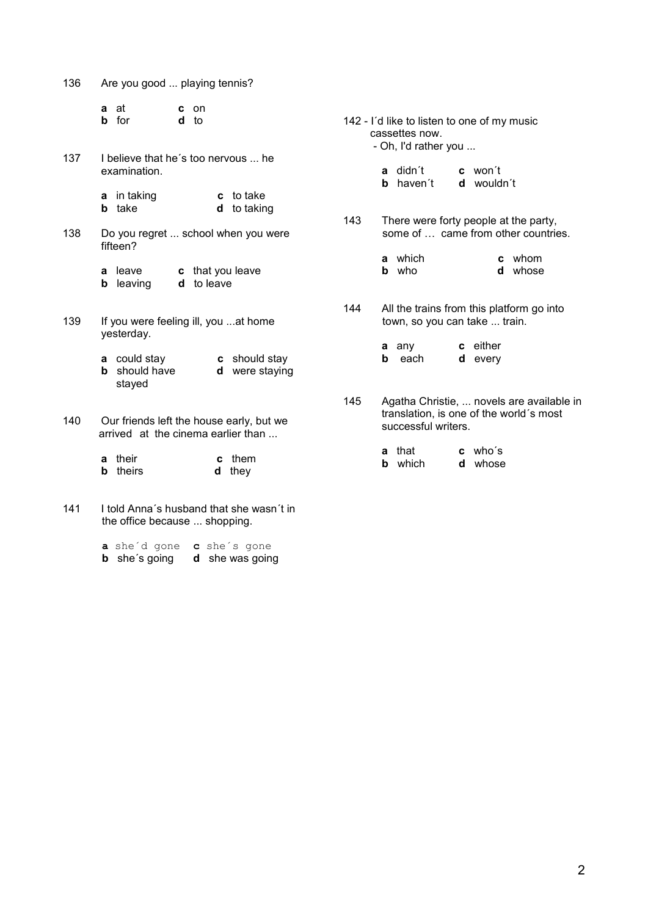136 Are you good ... playing tennis?

**a** at  **c** on
**b** for  **d** to

137 I believe that he´s too nervous ... he examination.

**a** in taking  **c** to take
**b** take  **d** to taking

138 Do you regret ... school when you were fifteen?

**a** leave  **c** that you leave
**b** leaving  **d** to leave

139 If you were feeling ill, you ...at home yesterday.

**a** could stay  **c** should stay
**b** should have stayed  **d** were staying

140 Our friends left the house early, but we arrived at the cinema earlier than ...

**a** their  **c** them
**b** theirs  **d** they

141 I told Anna´s husband that she wasn´t in the office because ... shopping.

**a** she´d gone  **c** she´s gone
**b** she´s going  **d** she was going

142 - I´d like to listen to one of my music cassettes now.
- Oh, I'd rather you ...

**a** didn´t  **c** won´t
**b** haven´t  **d** wouldn´t

143 There were forty people at the party, some of … came from other countries.

**a** which  **c** whom
**b** who  **d** whose

144 All the trains from this platform go into town, so you can take ... train.

**a** any  **c** either
**b** each  **d** every

145 Agatha Christie, ... novels are available in translation, is one of the world´s most successful writers.

**a** that  **c** who´s
**b** which  **d** whose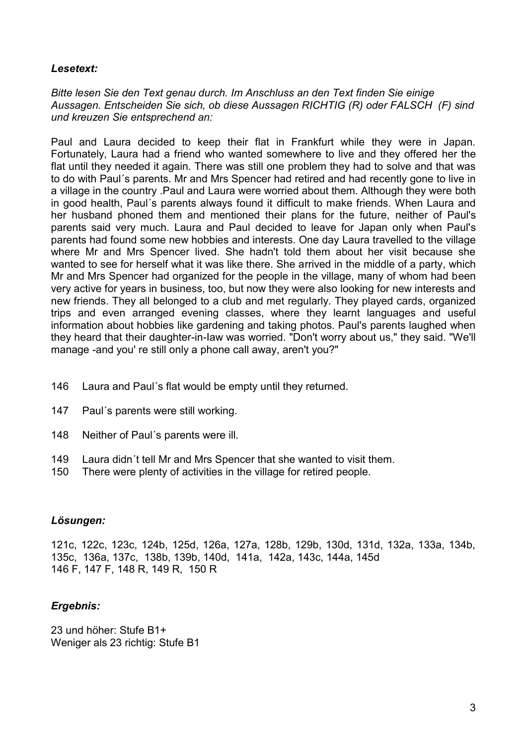***Lesetext:***

*Bitte lesen Sie den Text genau durch. Im Anschluss an den Text finden Sie einige Aussagen. Entscheiden Sie sich, ob diese Aussagen RICHTIG (R) oder FALSCH (F) sind und kreuzen Sie entsprechend an:*

Paul and Laura decided to keep their flat in Frankfurt while they were in Japan. Fortunately, Laura had a friend who wanted somewhere to live and they offered her the flat until they needed it again. There was still one problem they had to solve and that was to do with Paul´s parents. Mr and Mrs Spencer had retired and had recently gone to live in a village in the country .Paul and Laura were worried about them. Although they were both in good health, Paul´s parents always found it difficult to make friends. When Laura and her husband phoned them and mentioned their plans for the future, neither of Paul's parents said very much. Laura and Paul decided to leave for Japan only when Paul's parents had found some new hobbies and interests. One day Laura travelled to the village where Mr and Mrs Spencer lived. She hadn't told them about her visit because she wanted to see for herself what it was like there. She arrived in the middle of a party, which Mr and Mrs Spencer had organized for the people in the village, many of whom had been very active for years in business, too, but now they were also looking for new interests and new friends. They all belonged to a club and met regularly. They played cards, organized trips and even arranged evening classes, where they learnt languages and useful information about hobbies like gardening and taking photos. Paul's parents laughed when they heard that their daughter-in-law was worried. "Don't worry about us," they said. "We'll manage -and you' re still only a phone call away, aren't you?"

146 Laura and Paul´s flat would be empty until they returned.

147 Paul´s parents were still working.

148 Neither of Paul´s parents were ill.

149 Laura didn´t tell Mr and Mrs Spencer that she wanted to visit them.
150 There were plenty of activities in the village for retired people.

***Lösungen:***

121c, 122c, 123c, 124b, 125d, 126a, 127a, 128b, 129b, 130d, 131d, 132a, 133a, 134b, 135c, 136a, 137c, 138b, 139b, 140d, 141a, 142a, 143c, 144a, 145d
146 F, 147 F, 148 R, 149 R, 150 R

***Ergebnis:***

23 und höher: Stufe B1+
Weniger als 23 richtig: Stufe B1